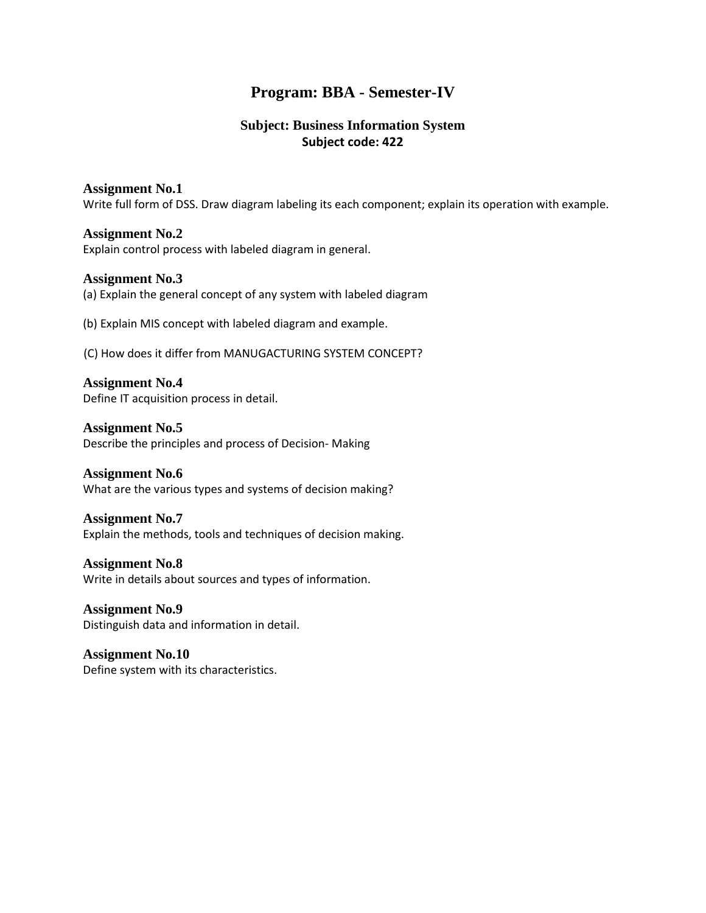# Program: BBA - Semester-IV

## Subject: Business Information System
**Subject code: 422**

### Assignment No.1
Write full form of DSS. Draw diagram labeling its each component; explain its operation with example.

### Assignment No.2
Explain control process with labeled diagram in general.

### Assignment No.3
(a) Explain the general concept of any system with labeled diagram

(b) Explain MIS concept with labeled diagram and example.

(C) How does it differ from MANUGACTURING SYSTEM CONCEPT?

### Assignment No.4
Define IT acquisition process in detail.

### Assignment No.5
Describe the principles and process of Decision- Making

### Assignment No.6
What are the various types and systems of decision making?

### Assignment No.7
Explain the methods, tools and techniques of decision making.

### Assignment No.8
Write in details about sources and types of information.

### Assignment No.9
Distinguish data and information in detail.

### Assignment No.10
Define system with its characteristics.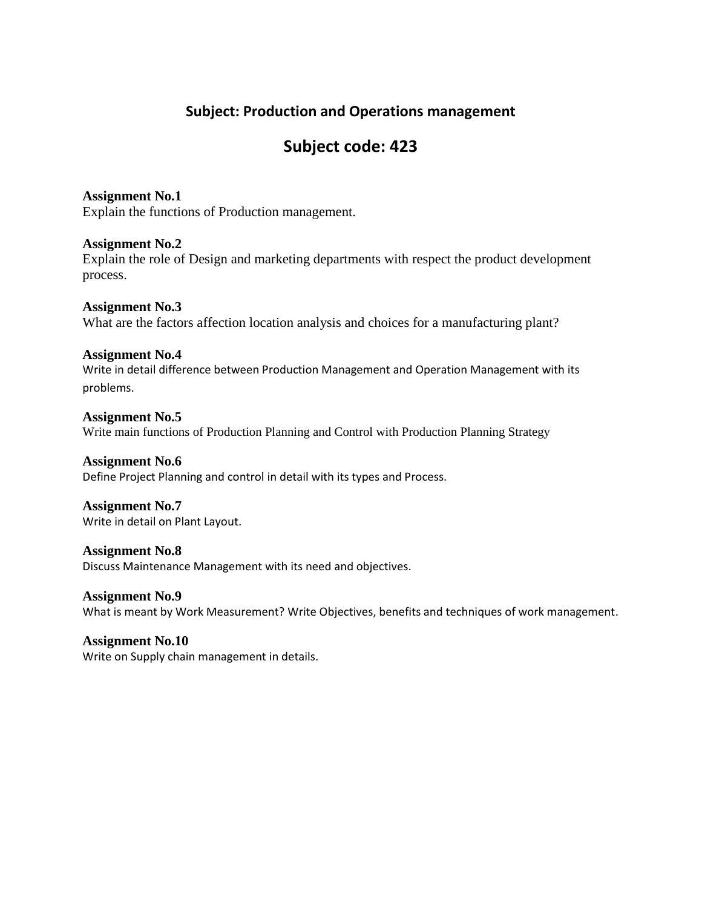## Subject: Production and Operations management

# Subject code: 423

**Assignment No.1**
Explain the functions of Production management.

**Assignment No.2**
Explain the role of Design and marketing departments with respect the product development process.

**Assignment No.3**
What are the factors affection location analysis and choices for a manufacturing plant?

**Assignment No.4**
Write in detail difference between Production Management and Operation Management with its problems.

**Assignment No.5**
Write main functions of Production Planning and Control with Production Planning Strategy

**Assignment No.6**
Define Project Planning and control in detail with its types and Process.

**Assignment No.7**
Write in detail on Plant Layout.

**Assignment No.8**
Discuss Maintenance Management with its need and objectives.

**Assignment No.9**
What is meant by Work Measurement? Write Objectives, benefits and techniques of work management.

**Assignment No.10**
Write on Supply chain management in details.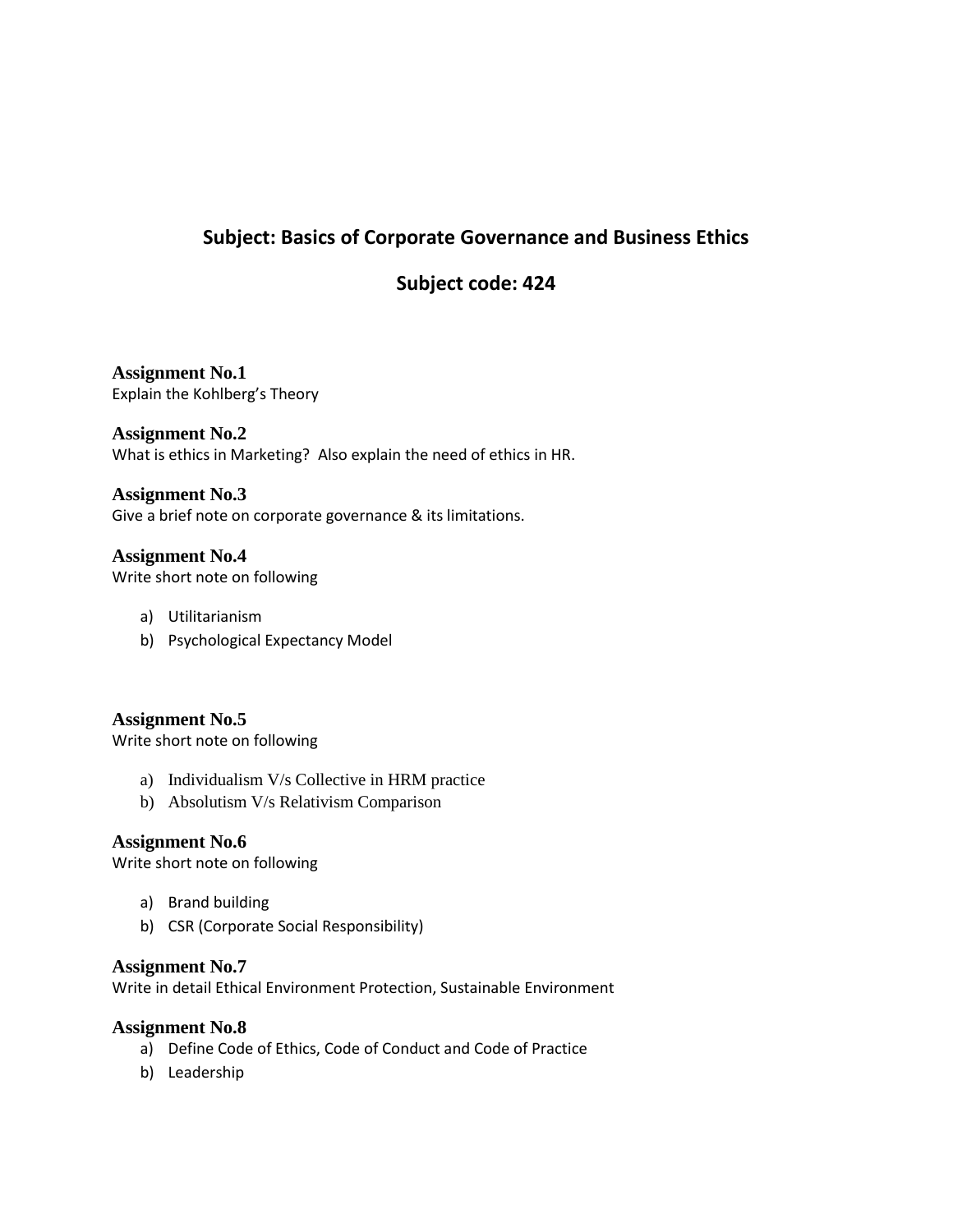## Subject: Basics of Corporate Governance and Business Ethics

## Subject code: 424

### Assignment No.1

Explain the Kohlberg's Theory

### Assignment No.2

What is ethics in Marketing? Also explain the need of ethics in HR.

### Assignment No.3

Give a brief note on corporate governance & its limitations.

### Assignment No.4

Write short note on following

a) Utilitarianism
b) Psychological Expectancy Model

### Assignment No.5

Write short note on following

a) Individualism V/s Collective in HRM practice
b) Absolutism V/s Relativism Comparison

### Assignment No.6

Write short note on following

a) Brand building
b) CSR (Corporate Social Responsibility)

### Assignment No.7

Write in detail Ethical Environment Protection, Sustainable Environment

### Assignment No.8

a) Define Code of Ethics, Code of Conduct and Code of Practice
b) Leadership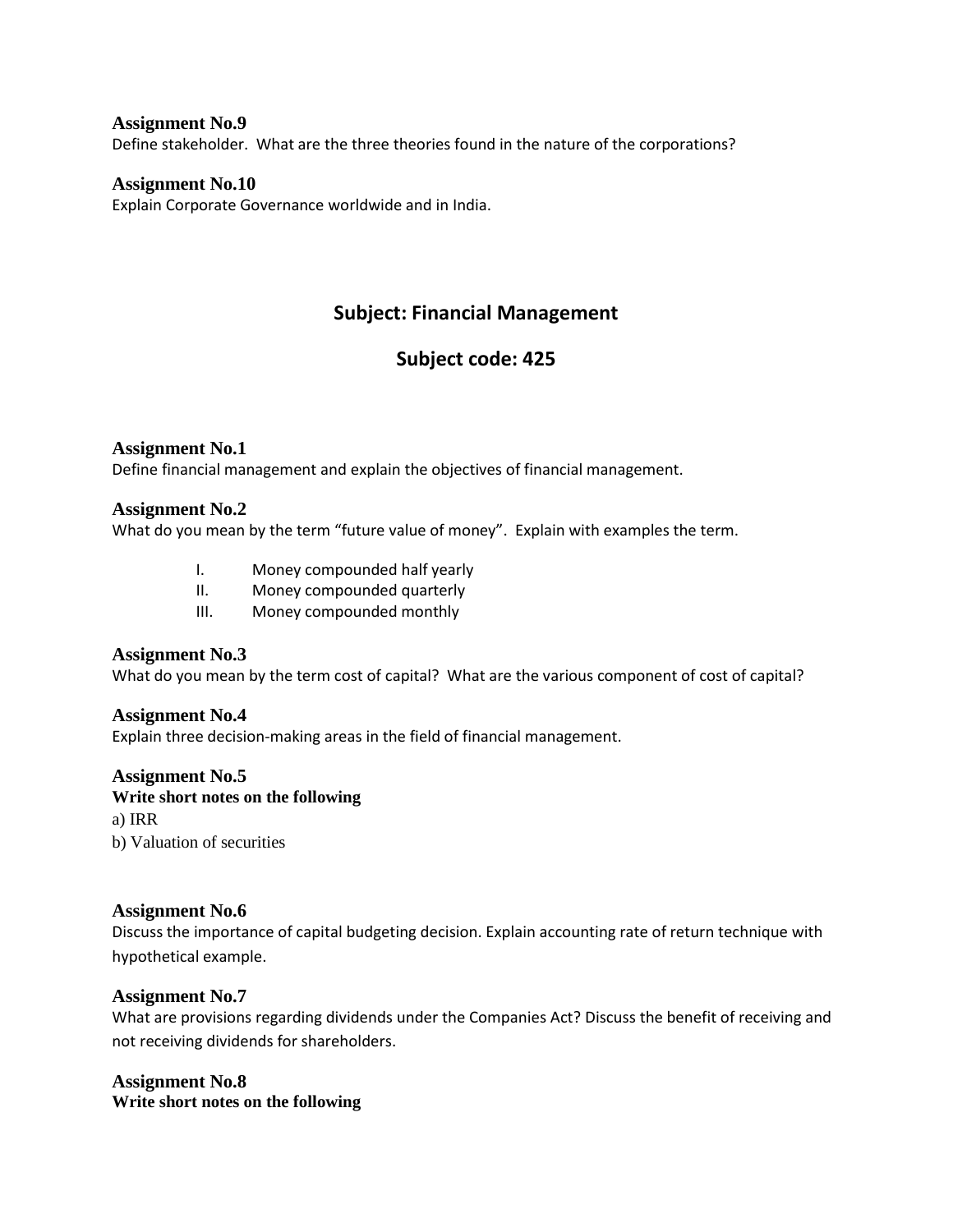### Assignment No.9

Define stakeholder. What are the three theories found in the nature of the corporations?

### Assignment No.10

Explain Corporate Governance worldwide and in India.

## Subject: Financial Management

## Subject code: 425

### Assignment No.1

Define financial management and explain the objectives of financial management.

### Assignment No.2

What do you mean by the term "future value of money". Explain with examples the term.

I. Money compounded half yearly
II. Money compounded quarterly
III. Money compounded monthly

### Assignment No.3

What do you mean by the term cost of capital? What are the various component of cost of capital?

### Assignment No.4

Explain three decision-making areas in the field of financial management.

### Assignment No.5

**Write short notes on the following**

a) IRR
b) Valuation of securities

### Assignment No.6

Discuss the importance of capital budgeting decision. Explain accounting rate of return technique with hypothetical example.

### Assignment No.7

What are provisions regarding dividends under the Companies Act? Discuss the benefit of receiving and not receiving dividends for shareholders.

### Assignment No.8

**Write short notes on the following**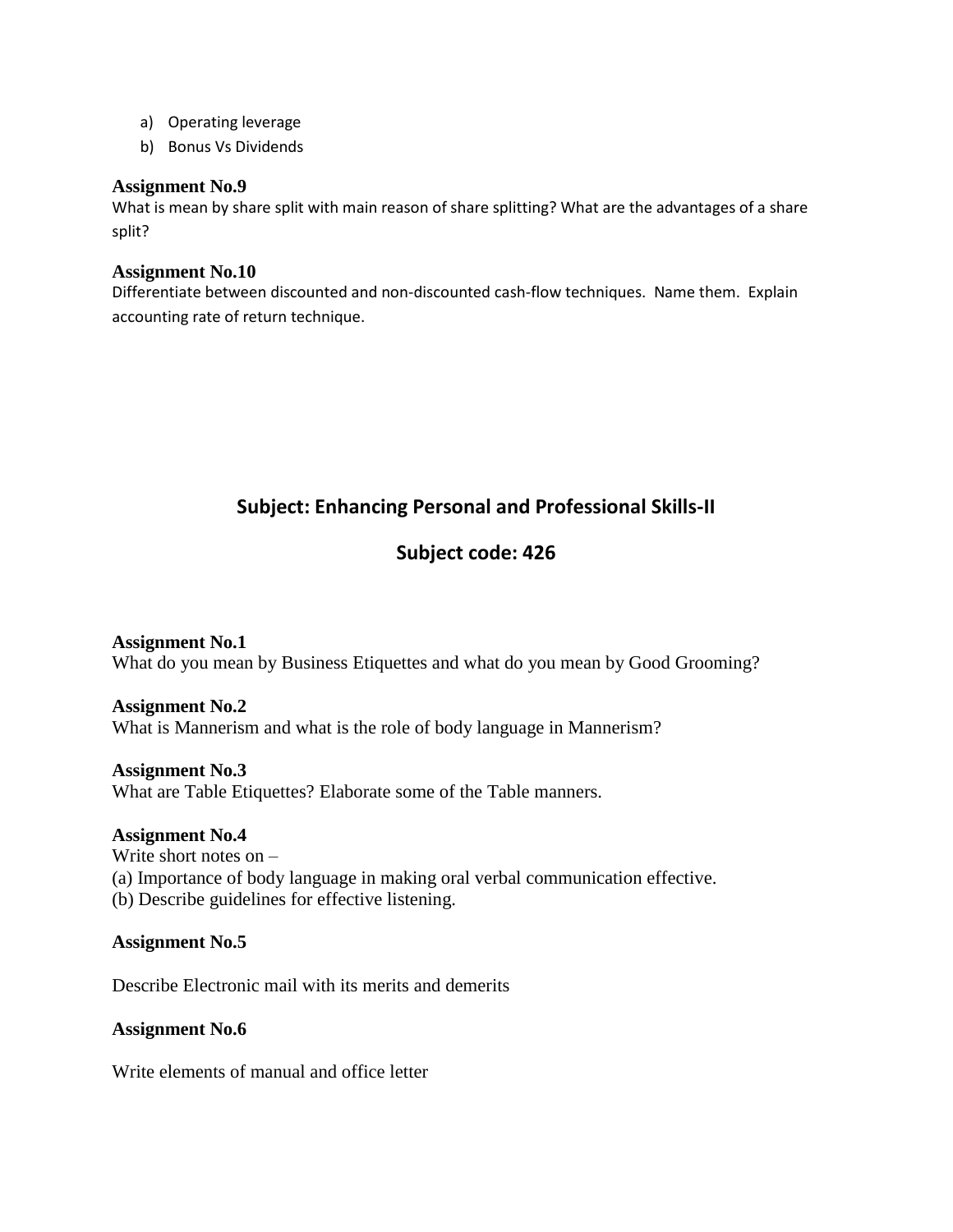a) Operating leverage
b) Bonus Vs Dividends

**Assignment No.9**

What is mean by share split with main reason of share splitting? What are the advantages of a share split?

**Assignment No.10**

Differentiate between discounted and non-discounted cash-flow techniques. Name them. Explain accounting rate of return technique.

## Subject: Enhancing Personal and Professional Skills-II

## Subject code: 426

**Assignment No.1**

What do you mean by Business Etiquettes and what do you mean by Good Grooming?

**Assignment No.2**

What is Mannerism and what is the role of body language in Mannerism?

**Assignment No.3**

What are Table Etiquettes? Elaborate some of the Table manners.

**Assignment No.4**

Write short notes on –

(a) Importance of body language in making oral verbal communication effective.

(b) Describe guidelines for effective listening.

**Assignment No.5**

Describe Electronic mail with its merits and demerits

**Assignment No.6**

Write elements of manual and office letter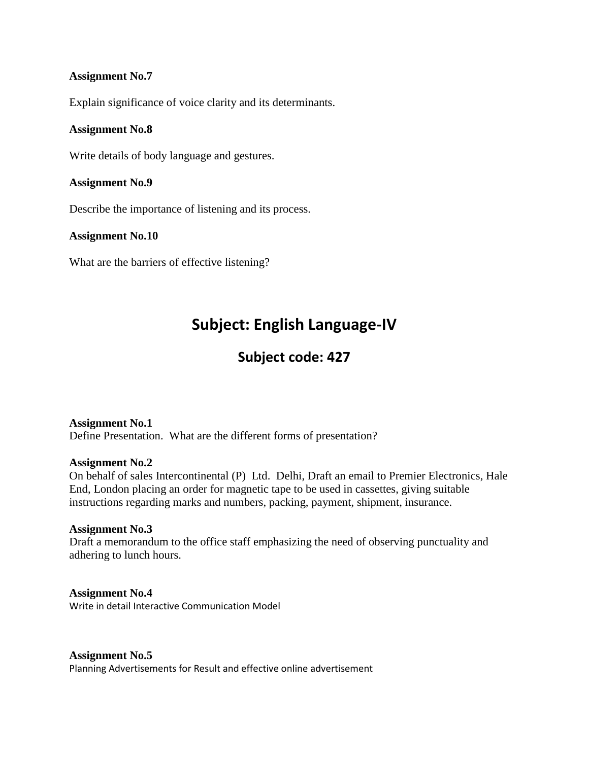**Assignment No.7**

Explain significance of voice clarity and its determinants.

**Assignment No.8**

Write details of body language and gestures.

**Assignment No.9**

Describe the importance of listening and its process.

**Assignment No.10**

What are the barriers of effective listening?

# Subject: English Language-IV

## Subject code: 427

**Assignment No.1**
Define Presentation. What are the different forms of presentation?

**Assignment No.2**
On behalf of sales Intercontinental (P) Ltd. Delhi, Draft an email to Premier Electronics, Hale End, London placing an order for magnetic tape to be used in cassettes, giving suitable instructions regarding marks and numbers, packing, payment, shipment, insurance.

**Assignment No.3**
Draft a memorandum to the office staff emphasizing the need of observing punctuality and adhering to lunch hours.

**Assignment No.4**
Write in detail Interactive Communication Model

**Assignment No.5**
Planning Advertisements for Result and effective online advertisement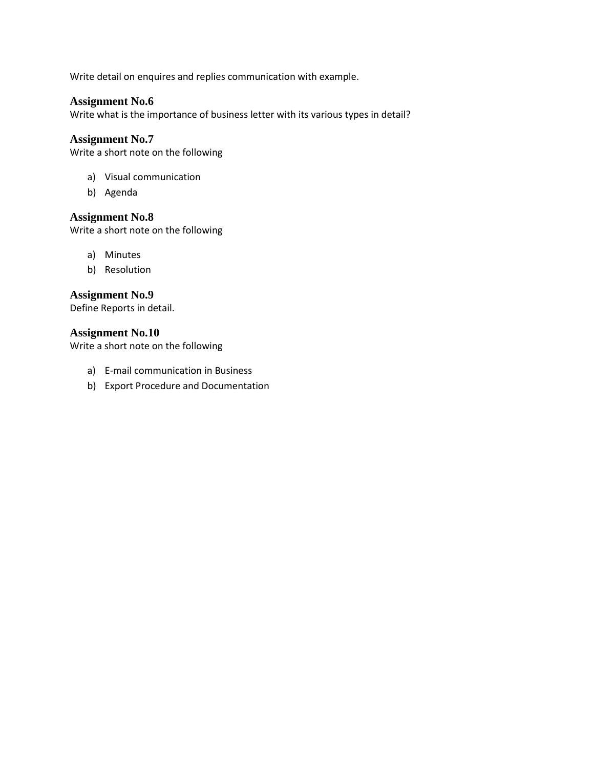Write detail on enquires and replies communication with example.

### Assignment No.6

Write what is the importance of business letter with its various types in detail?

### Assignment No.7

Write a short note on the following

a) Visual communication
b) Agenda

### Assignment No.8

Write a short note on the following

a) Minutes
b) Resolution

### Assignment No.9

Define Reports in detail.

### Assignment No.10

Write a short note on the following

a) E-mail communication in Business
b) Export Procedure and Documentation